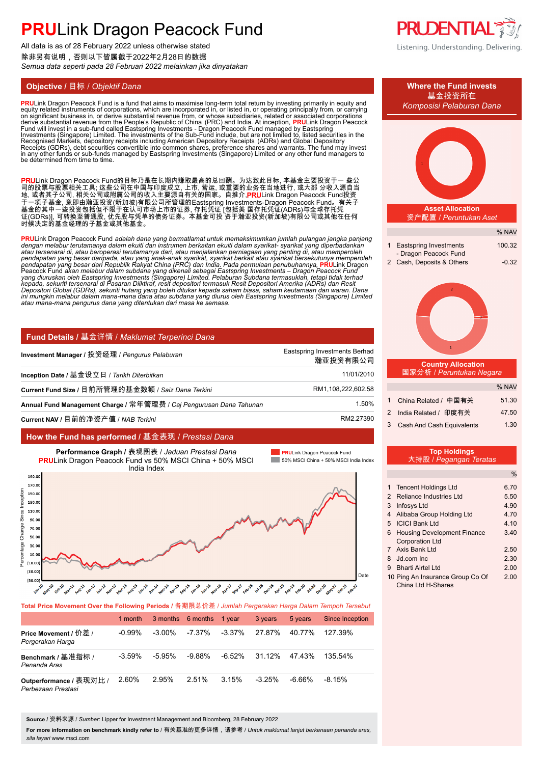# **PRU**Link Dragon Peacock Fund

All data is as of 28 February 2022 unless otherwise stated
除非另有说明，否则以下皆属截于2022年2月28日的数据
*Semua data seperti pada 28 Februari 2022 melainkan jika dinyatakan*

PRUDENTIAL
Listening. Understanding. Delivering.

## Objective / 目标 / *Objektif Dana*

**PRU**Link Dragon Peacock Fund is a fund that aims to maximise long-term total return by investing primarily in equity and equity related instruments of corporations, which are incorporated in, or listed in, or operating principally from, or carrying on significant business in, or derive substantial revenue from, or whose subsidiaries, related or associated corporations derive substantial revenue from the People's Republic of China (PRC) and India. At inception, **PRU**Link Dragon Peacock Fund will invest in a sub-fund called Eastspring Investments - Dragon Peacock Fund managed by Eastspring Investments (Singapore) Limited. The investments of the Sub-Fund include, but are not limited to, listed securities in the Recognised Markets, depository receipts including American Depository Receipts (ADRs) and Global Depository Receipts (GDRs), debt securities convertible into common shares, preference shares and warrants. The fund may invest in any other funds or sub-funds managed by Eastspring Investments (Singapore) Limited or any other fund managers to be determined from time to time.

**PRU**Link Dragon Peacock Fund的目标乃是在长期内赚取最高的总回酬。为达致此目标，本基金主要投资于一 些公司的股票与股票相关工具; 这些公司在中国与印度成立, 上市, 营运, 或重要的业务在当地进行, 或大部 分收入源自当地, 或者其子公司, 相关公司或附属公司的收入主要源自有关的国家。自推介,**PRU**Link Dragon Peacock Fund投资于一项子基金, 意即由瀚亚投资(新加坡)有限公司所管理的Eastspring Investments-Dragon Peacock Fund。有关子基金的其中一些投资包括但不限于在认可市场上市的证券, 存托凭证 [包括美 国存托凭证(ADRs)与全球存托凭证(GDRs)], 可转换至普通股, 优先股与凭单的债务证券。本基金可投 资于瀚亚投资(新加坡)有限公司或其他在任何时候决定的基金经理的子基金或其他基金。

***PRU**Link Dragon Peacock Fund adalah dana yang bermatlamat untuk memaksimumkan jumlah pulangan jangka panjang dengan melabur terutamanya dalam ekuiti dan instrumen berkaitan ekuiti dalam syarikat- syarikat yang diperbadankan atau tersenarai di, atau beroperasi terutamanya dari, atau menjalankan perniagaan yang penting di, atau memperoleh pendapatan yang besar daripada, atau yang anak-anak syarikat, syarikat berkait atau syarikat bersekutunya memperoleh pendapatan yang besar dari Republik Rakyat China (PRC) dan India. Pada permulaan penubuhannya, **PRU**Link Dragon Peacock Fund akan melabur dalam subdana yang dikenali sebagai Eastspring Investments – Dragon Peacock Fund yang diuruskan oleh Eastspring Investments (Singapore) Limited. Pelaburan Subdana termasuklah, tetapi tidak terhad kepada, sekuriti tersenarai di Pasaran Diiktiraf, resit depositori termasuk Resit Depositori Amerika (ADRs) dan Resit Depositori Global (GDRs), sekuriti hutang yang boleh ditukar kepada saham biasa, saham keutamaan dan waran. Dana ini mungkin melabur dalam mana-mana dana atau subdana yang diurus oleh Eastspring Investments (Singapore) Limited atau mana-mana pengurus dana yang ditentukan dari masa ke semasa.*

## Fund Details / 基金详情 / *Maklumat Terperinci Dana*

| | |
|---|---|
| **Investment Manager** / 投资经理 / *Pengurus Pelaburan* | Eastspring Investments Berhad 瀚亚投资有限公司 |
| **Inception Date** / 基金设立日 / *Tarikh Diterbitkan* | 11/01/2010 |
| **Current Fund Size** / 目前所管理的基金数额 / *Saiz Dana Terkini* | RM1,108,222,602.58 |
| **Annual Fund Management Charge** / 常年管理费 / *Caj Pengurusan Dana Tahunan* | 1.50% |
| **Current NAV** / 目前的净资产值 / *NAB Terkini* | RM2.27390 |

## How the Fund has performed / 基金表现 / *Prestasi Dana*

**Performance Graph** / 表现图表 / *Jaduan Prestasi Dana*
**PRU**Link Dragon Peacock Fund vs 50% MSCI China + 50% MSCI India Index

**Total Price Movement Over the Following Periods** / 各期限总价差 / *Jumlah Pergerakan Harga Dalam Tempoh Tersebut*

| | 1 month | 3 months | 6 months | 1 year | 3 years | 5 years | Since Inception |
|---|---|---|---|---|---|---|---|
| **Price Movement** / 价差 / *Pergerakan Harga* | -0.99% | -3.00% | -7.37% | -3.37% | 27.87% | 40.77% | 127.39% |
| **Benchmark** / 基准指标 / *Penanda Aras* | -3.59% | -5.95% | -9.88% | -6.52% | 31.12% | 47.43% | 135.54% |
| **Outperformance** / 表现对比 / *Perbezaan Prestasi* | 2.60% | 2.95% | 2.51% | 3.15% | -3.25% | -6.66% | -8.15% |

**Source** / 资料来源 / *Sumber*: Lipper for Investment Management and Bloomberg, 28 February 2022

**For more information on benchmark kindly refer to** / 有关基准的更多详情，请参考 / *Untuk maklumat lanjut berkenaan penanda aras, sila layari* www.msci.com

## Where the Fund invests / 基金投资所在 / *Komposisi Pelaburan Dana*

### Asset Allocation / 资产配置 / *Peruntukan Aset*

| | | % NAV |
|---|---|---|
| 1 | Eastspring Investments - Dragon Peacock Fund | 100.32 |
| 2 | Cash, Deposits & Others | -0.32 |

### Country Allocation / 国家分析 / *Peruntukan Negara*

| | | % NAV |
|---|---|---|
| 1 | China Related / 中国有关 | 51.30 |
| 2 | India Related / 印度有关 | 47.50 |
| 3 | Cash And Cash Equivalents | 1.30 |

### Top Holdings / 大持股 / *Pegangan Teratas*

| | | % |
|---|---|---|
| 1 | Tencent Holdings Ltd | 6.70 |
| 2 | Reliance Industries Ltd | 5.50 |
| 3 | Infosys Ltd | 4.90 |
| 4 | Alibaba Group Holding Ltd | 4.70 |
| 5 | ICICI Bank Ltd | 4.10 |
| 6 | Housing Development Finance Corporation Ltd | 3.40 |
| 7 | Axis Bank Ltd | 2.50 |
| 8 | Jd.com Inc | 2.30 |
| 9 | Bharti Airtel Ltd | 2.00 |
| 10 | Ping An Insurance Group Co Of China Ltd H-Shares | 2.00 |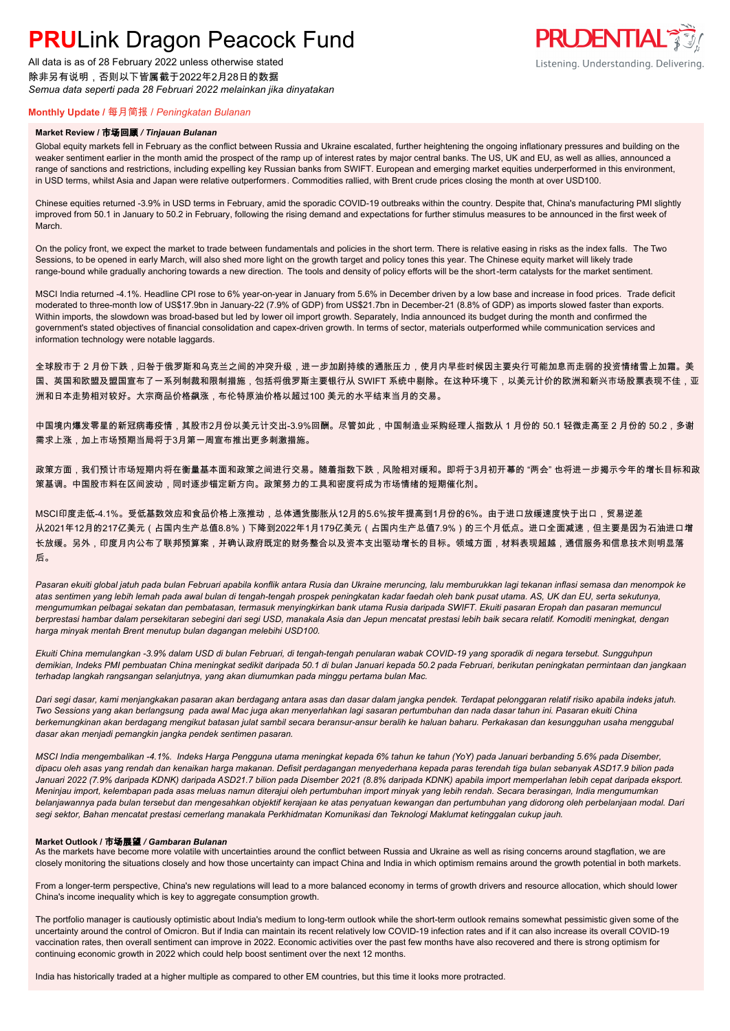# PRULink Dragon Peacock Fund

All data is as of 28 February 2022 unless otherwise stated
除非另有说明，否则以下皆属截于2022年2月28日的数据
*Semua data seperti pada 28 February 2022 melainkan jika dinyatakan*

**Monthly Update** / 每月简报 / *Peningkatan Bulanan*

**Market Review / 市场回顾 / *Tinjauan Bulanan***

Global equity markets fell in February as the conflict between Russia and Ukraine escalated, further heightening the ongoing inflationary pressures and building on the weaker sentiment earlier in the month amid the prospect of the ramp up of interest rates by major central banks. The US, UK and EU, as well as allies, announced a range of sanctions and restrictions, including expelling key Russian banks from SWIFT. European and emerging market equities underperformed in this environment, in USD terms, whilst Asia and Japan were relative outperformers. Commodities rallied, with Brent crude prices closing the month at over USD100.

Chinese equities returned -3.9% in USD terms in February, amid the sporadic COVID-19 outbreaks within the country. Despite that, China's manufacturing PMI slightly improved from 50.1 in January to 50.2 in February, following the rising demand and expectations for further stimulus measures to be announced in the first week of March.

On the policy front, we expect the market to trade between fundamentals and policies in the short term. There is relative easing in risks as the index falls. The Two Sessions, to be opened in early March, will also shed more light on the growth target and policy tones this year. The Chinese equity market will likely trade range-bound while gradually anchoring towards a new direction. The tools and density of policy efforts will be the short-term catalysts for the market sentiment.

MSCI India returned -4.1%. Headline CPI rose to 6% year-on-year in January from 5.6% in December driven by a low base and increase in food prices. Trade deficit moderated to three-month low of US$17.9bn in January-22 (7.9% of GDP) from US$21.7bn in December-21 (8.8% of GDP) as imports slowed faster than exports. Within imports, the slowdown was broad-based but led by lower oil import growth. Separately, India announced its budget during the month and confirmed the government's stated objectives of financial consolidation and capex-driven growth. In terms of sector, materials outperformed while communication services and information technology were notable laggards.

全球股市于 2 月份下跌，归咎于俄罗斯和乌克兰之间的冲突升级，进一步加剧持续的通胀压力，使月内早些时候因主要央行可能加息而走弱的投资情绪雪上加霜。美国、英国和欧盟及盟国宣布了一系列制裁和限制措施，包括将俄罗斯主要银行从 SWIFT 系统中剔除。在这种环境下，以美元计价的欧洲和新兴市场股票表现不佳，亚洲和日本走势相对较好。大宗商品价格飙涨，布伦特原油价格以超过100 美元的水平结束当月的交易。

中国境内爆发零星的新冠病毒疫情，其股市2月份以美元计交出-3.9%回酬。尽管如此，中国制造业采购经理人指数从 1 月份的 50.1 轻微走高至 2 月份的 50.2，多谢需求上涨，加上市场预期当局将于3月第一周宣布推出更多刺激措施。

政策方面，我们预计市场短期内将在衡量基本面和政策之间进行交易。随着指数下跌，风险相对缓和。即将于3月初开幕的 "两会" 也将进一步揭示今年的增长目标和政策基调。中国股市料在区间波动，同时逐步锚定新方向。政策努力的工具和密度将成为市场情绪的短期催化剂。

MSCI印度走低-4.1%。受低基数效应和食品价格上涨推动，总体通货膨胀从12月的5.6%按年提高到1月份的6%。由于进口放缓速度快于出口，贸易逆差从2021年12月的217亿美元（占国内生产总值8.8%）下降到2022年1月179亿美元（占国内生产总值7.9%）的三个月低点。进口全面减速，但主要是因为石油进口增长放缓。另外，印度月内公布了联邦预算案，并确认政府既定的财务整合以及资本支出驱动增长的目标。领域方面，材料表现超越，通信服务和信息技术则明显落后。

*Pasaran ekuiti global jatuh pada bulan Februari apabila konflik antara Rusia dan Ukraine meruncing, lalu memburukkan lagi tekanan inflasi semasa dan menompok ke atas sentimen yang lebih lemah pada awal bulan di tengah-tengah prospek peningkatan kadar faedah oleh bank pusat utama. AS, UK dan EU, serta sekutunya, mengumumkan pelbagai sekatan dan pembatasan, termasuk menyingkirkan bank utama Rusia daripada SWIFT. Ekuiti pasaran Eropah dan pasaran memuncul berprestasi hambar dalam persekitaran sebegini dari segi USD, manakala Asia dan Jepun mencatat prestasi lebih baik secara relatif. Komoditi meningkat, dengan harga minyak mentah Brent menutup bulan dagangan melebihi USD100.*

*Ekuiti China memulangkan -3.9% dalam USD di bulan Februari, di tengah-tengah penularan wabak COVID-19 yang sporadik di negara tersebut. Sungguhpun demikian, Indeks PMI pembuatan China meningkat sedikit daripada 50.1 di bulan Januari kepada 50.2 pada Februari, berikutan peningkatan permintaan dan jangkaan terhadap langkah rangsangan selanjutnya, yang akan diumumkan pada minggu pertama bulan Mac.*

*Dari segi dasar, kami menjangkakan pasaran akan berdagang antara asas dan dasar dalam jangka pendek. Terdapat pelonggaran relatif risiko apabila indeks jatuh. Two Sessions yang akan berlangsung pada awal Mac juga akan menyerlahkan lagi sasaran pertumbuhan dan nada dasar tahun ini. Pasaran ekuiti China berkemungkinan akan berdagang mengikut batasan julat sambil secara beransur-ansur beralih ke haluan baharu. Perkakasan dan kesungguhan usaha menggubal dasar akan menjadi pemangkin jangka pendek sentimen pasaran.*

*MSCI India mengembalikan -4.1%. Indeks Harga Pengguna utama meningkat kepada 6% tahun ke tahun (YoY) pada Januari berbanding 5.6% pada Disember, dipacu oleh asas yang rendah dan kenaikan harga makanan. Defisit perdagangan menyederhana kepada paras terendah tiga bulan sebanyak ASD17.9 bilion pada Januari 2022 (7.9% daripada KDNK) daripada ASD21.7 bilion pada Disember 2021 (8.8% daripada KDNK) apabila import memperlahan lebih cepat daripada eksport. Meninjau import, kelembapan pada asas meluas namun diterajui oleh pertumbuhan import minyak yang lebih rendah. Secara berasingan, India mengumumkan belanjawannya pada bulan tersebut dan mengesahkan objektif kerajaan ke atas penyatuan kewangan dan pertumbuhan yang didorong oleh perbelanjaan modal. Dari segi sektor, Bahan mencatat prestasi cemerlang manakala Perkhidmatan Komunikasi dan Teknologi Maklumat ketinggalan cukup jauh.*

**Market Outlook / 市场展望 / *Gambaran Bulanan***

As the markets have become more volatile with uncertainties around the conflict between Russia and Ukraine as well as rising concerns around stagflation, we are closely monitoring the situations closely and how those uncertainty can impact China and India in which optimism remains around the growth potential in both markets.

From a longer-term perspective, China's new regulations will lead to a more balanced economy in terms of growth drivers and resource allocation, which should lower China's income inequality which is key to aggregate consumption growth.

The portfolio manager is cautiously optimistic about India's medium to long-term outlook while the short-term outlook remains somewhat pessimistic given some of the uncertainty around the control of Omicron. But if India can maintain its recent relatively low COVID-19 infection rates and if it can also increase its overall COVID-19 vaccination rates, then overall sentiment can improve in 2022. Economic activities over the past few months have also recovered and there is strong optimism for continuing economic growth in 2022 which could help boost sentiment over the next 12 months.

India has historically traded at a higher multiple as compared to other EM countries, but this time it looks more protracted.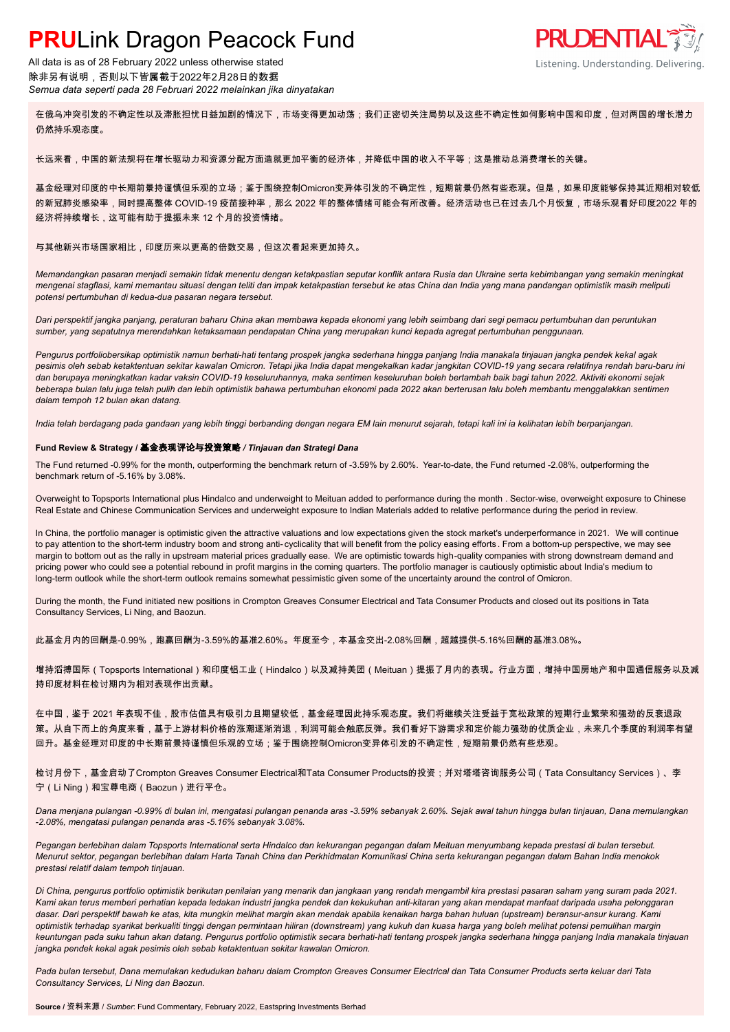# **PRU**Link Dragon Peacock Fund

All data is as of 28 February 2022 unless otherwise stated
除非另有说明，否则以下皆属截于2022年2月28日的数据
*Semua data seperti pada 28 Februari 2022 melainkan jika dinyatakan*

在俄乌冲突引发的不确定性以及滞胀担忧日益加剧的情况下，市场变得更加动荡；我们正密切关注局势以及这些不确定性如何影响中国和印度，但对两国的增长潜力仍然持乐观态度。

长远来看，中国的新法规将在增长驱动力和资源分配方面造就更加平衡的经济体，并降低中国的收入不平等；这是推动总消费增长的关键。

基金经理对印度的中长期前景持谨慎但乐观的立场；鉴于围绕控制Omicron变异体引发的不确定性，短期前景仍然有些悲观。但是，如果印度能够保持其近期相对较低的新冠肺炎感染率，同时提高整体 COVID-19 疫苗接种率，那么 2022 年的整体情绪可能会有所改善。经济活动也已在过去几个月恢复，市场乐观看好印度2022 年的经济将持续增长，这可能有助于提振未来 12 个月的投资情绪。

与其他新兴市场国家相比，印度历来以更高的倍数交易，但这次看起来更加持久。

*Memandangkan pasaran menjadi semakin tidak menentu dengan ketakpastian seputar konflik antara Rusia dan Ukraine serta kebimbangan yang semakin meningkat mengenai stagflasi, kami memantau situasi dengan teliti dan impak ketakpastian tersebut ke atas China dan India yang mana pandangan optimistik masih meliputi potensi pertumbuhan di kedua-dua pasaran negara tersebut.*

*Dari perspektif jangka panjang, peraturan baharu China akan membawa kepada ekonomi yang lebih seimbang dari segi pemacu pertumbuhan dan peruntukan sumber, yang sepatutnya merendahkan ketaksamaan pendapatan China yang merupakan kunci kepada agregat pertumbuhan penggunaan.*

*Pengurus portfoliobersikap optimistik namun berhati-hati tentang prospek jangka sederhana hingga panjang India manakala tinjauan jangka pendek kekal agak pesimis oleh sebab ketaktentuan sekitar kawalan Omicron. Tetapi jika India dapat mengekalkan kadar jangkitan COVID-19 yang secara relatifnya rendah baru-baru ini dan berupaya meningkatkan kadar vaksin COVID-19 keseluruhannya, maka sentimen keseluruhan boleh bertambah baik bagi tahun 2022. Aktiviti ekonomi sejak beberapa bulan lalu juga telah pulih dan lebih optimistik bahawa pertumbuhan ekonomi pada 2022 akan berterusan lalu boleh membantu menggalakkan sentimen dalam tempoh 12 bulan akan datang.*

*India telah berdagang pada gandaan yang lebih tinggi berbanding dengan negara EM lain menurut sejarah, tetapi kali ini ia kelihatan lebih berpanjangan.*

**Fund Review & Strategy / 基金表现评论与投资策略** ***/ Tinjauan dan Strategi Dana***

The Fund returned -0.99% for the month, outperforming the benchmark return of -3.59% by 2.60%. Year-to-date, the Fund returned -2.08%, outperforming the benchmark return of -5.16% by 3.08%.

Overweight to Topsports International plus Hindalco and underweight to Meituan added to performance during the month . Sector-wise, overweight exposure to Chinese Real Estate and Chinese Communication Services and underweight exposure to Indian Materials added to relative performance during the period in review.

In China, the portfolio manager is optimistic given the attractive valuations and low expectations given the stock market's underperformance in 2021. We will continue to pay attention to the short-term industry boom and strong anti- cyclicality that will benefit from the policy easing efforts . From a bottom-up perspective, we may see margin to bottom out as the rally in upstream material prices gradually ease. We are optimistic towards high-quality companies with strong downstream demand and pricing power who could see a potential rebound in profit margins in the coming quarters. The portfolio manager is cautiously optimistic about India's medium to long-term outlook while the short-term outlook remains somewhat pessimistic given some of the uncertainty around the control of Omicron.

During the month, the Fund initiated new positions in Crompton Greaves Consumer Electrical and Tata Consumer Products and closed out its positions in Tata Consultancy Services, Li Ning, and Baozun.

此基金月内的回酬是-0.99%，跑赢回酬为-3.59%的基准2.60%。年度至今，本基金交出-2.08%回酬，超越提供-5.16%回酬的基准3.08%。

增持滔搏国际（Topsports International）和印度铝工业（Hindalco）以及减持美团（Meituan）提振了月内的表现。行业方面，增持中国房地产和中国通信服务以及减持印度材料在检讨期内为相对表现作出贡献。

在中国，鉴于 2021 年表现不佳，股市估值具有吸引力且期望较低，基金经理因此持乐观态度。我们将继续关注受益于宽松政策的短期行业繁荣和强劲的反衰退政策。从自下而上的角度来看，基于上游材料价格的涨潮逐渐消退，利润可能会触底反弹。我们看好下游需求和定价能力强劲的优质企业，未来几个季度的利润率有望回升。基金经理对印度的中长期前景持谨慎但乐观的立场；鉴于围绕控制Omicron变异体引发的不确定性，短期前景仍然有些悲观。

检讨月份下，基金启动了Crompton Greaves Consumer Electrical和Tata Consumer Products的投资；并对塔塔咨询服务公司（Tata Consultancy Services）、李宁（Li Ning）和宝尊电商（Baozun）进行平仓。

*Dana menjana pulangan -0.99% di bulan ini, mengatasi pulangan penanda aras -3.59% sebanyak 2.60%. Sejak awal tahun hingga bulan tinjauan, Dana memulangkan -2.08%, mengatasi pulangan penanda aras -5.16% sebanyak 3.08%.*

*Pegangan berlebihan dalam Topsports International serta Hindalco dan kekurangan pegangan dalam Meituan menyumbang kepada prestasi di bulan tersebut. Menurut sektor, pegangan berlebihan dalam Harta Tanah China dan Perkhidmatan Komunikasi China serta kekurangan pegangan dalam Bahan India menokok prestasi relatif dalam tempoh tinjauan.*

*Di China, pengurus portfolio optimistik berikutan penilaian yang menarik dan jangkaan yang rendah mengambil kira prestasi pasaran saham yang suram pada 2021. Kami akan terus memberi perhatian kepada ledakan industri jangka pendek dan kekukuhan anti-kitaran yang akan mendapat manfaat daripada usaha pelonggaran dasar. Dari perspektif bawah ke atas, kita mungkin melihat margin akan mendak apabila kenaikan harga bahan huluan (upstream) beransur-ansur kurang. Kami optimistik terhadap syarikat berkualiti tinggi dengan permintaan hiliran (downstream) yang kukuh dan kuasa harga yang boleh melihat potensi pemulihan margin keuntungan pada suku tahun akan datang. Pengurus portfolio optimistik secara berhati-hati tentang prospek jangka sederhana hingga panjang India manakala tinjauan jangka pendek kekal agak pesimis oleh sebab ketaktentuan sekitar kawalan Omicron.*

*Pada bulan tersebut, Dana memulakan kedudukan baharu dalam Crompton Greaves Consumer Electrical dan Tata Consumer Products serta keluar dari Tata Consultancy Services, Li Ning dan Baozun.*

**Source /** 资料来源 / *Sumber*: Fund Commentary, February 2022, Eastspring Investments Berhad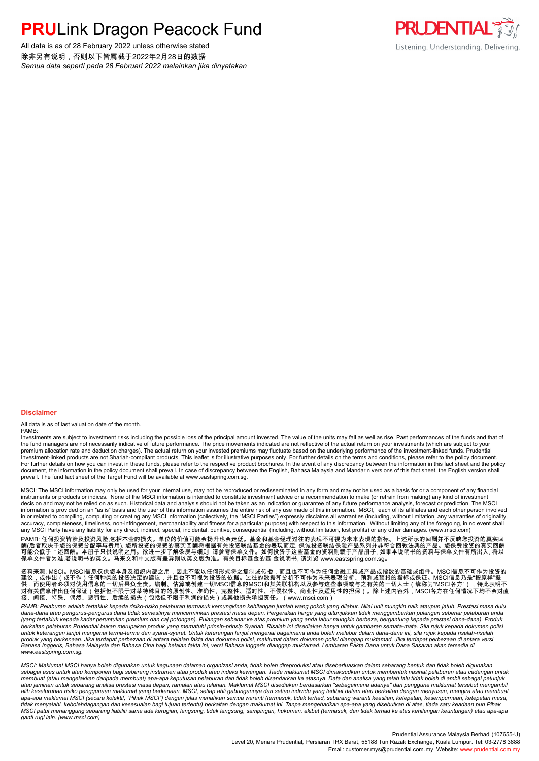# **PRU**Link Dragon Peacock Fund

All data is as of 28 February 2022 unless otherwise stated
除非另有说明，否则以下皆属截于2022年2月28日的数据
*Semua data seperti pada 28 Februari 2022 melainkan jika dinyatakan*

Listening. Understanding. Delivering.

## Disclaimer

All data is as of last valuation date of the month.
PAMB:
Investments are subject to investment risks including the possible loss of the principal amount invested. The value of the units may fall as well as rise. Past performances of the funds and that of the fund managers are not necessarily indicative of future performance. The price movements indicated are not reflective of the actual return on your investments (which are subject to your premium allocation rate and deduction charges). The actual return on your invested premiums may fluctuate based on the underlying performance of the investment-linked funds. Prudential Investment-linked products are not Shariah-compliant products. This leaflet is for illustrative purposes only. For further details on the terms and conditions, please refer to the policy document. For further details on how you can invest in these funds, please refer to the respective product brochures. In the event of any discrepancy between the information in this fact sheet and the policy document, the information in the policy document shall prevail. In case of discrepancy between the English, Bahasa Malaysia and Mandarin versions of this fact sheet, the English version shall prevail. The fund fact sheet of the Target Fund will be available at www.eastspring.com.sg.

MSCI: The MSCI information may only be used for your internal use, may not be reproduced or redisseminated in any form and may not be used as a basis for or a component of any financial instruments or products or indices. None of the MSCI information is intended to constitute investment advice or a recommendation to make (or refrain from making) any kind of investment decision and may not be relied on as such. Historical data and analysis should not be taken as an indication or guarantee of any future performance analysis, forecast or prediction. The MSCI information is provided on an "as is" basis and the user of this information assumes the entire risk of any use made of this information. MSCI, each of its affiliates and each other person involved in or related to compiling, computing or creating any MSCI information (collectively, the "MSCI Parties") expressly disclaims all warranties (including, without limitation, any warranties of originality, accuracy, completeness, timeliness, non-infringement, merchantability and fitness for a particular purpose) with respect to this information. Without limiting any of the foregoing, in no event shall any MSCI Party have any liability for any direct, indirect, special, incidental, punitive, consequential (including, without limitation, lost profits) or any other damages. (www.msci.com)

PAMB: 任何投资皆涉及投资风险,包括本金的损失。单位的价值可能会扬升也会走低。基金和基金经理过往的表现不可视为未来表现的指标。上述所示的回酬并不反映您投资的真实回酬(后者取决于您的保费分配率与费用). 您所投资的保费的真实回酬将根据有关投资联结基金的表现而定. 保诚投资联结保险产品系列并非符合回教法典的产品。您保费投资的真实回酬可能会低于上述回酬。本册子只供说明之用。欲进一步了解条规与细则, 请参考保单文件。如何投资于这些基金的资料则载于产品册子, 如果本说明书的资料与保单文件有所出入, 将以保单文件者为准.若说明书的英文。马来文和中文版有差异则以英文版为准。有关目标基金的基 金说明书, 请浏览 www.eastspring.com.sg。

资料来源: MSCI。MSCI信息仅供您本身及组织内部之用，因此不能以任何形式将之复制或传播，而且也不可作为任何金融工具或产品或指数的基础或组件。MSCI信息不可作为投资的建议，或作出（或不作）任何种类的投资决定的建议，并且也不可视为投资的依据。过往的数据和分析不可作为未来表现分析、预测或预报的指标或保证。MSCI信息乃是"按原样"提供，而使用者必须对使用信息的一切后果负全责。编制、估算或创建一切MSCI信息的MSCI和其关联机构以及参与这些事项或与之有关的一切人士（统称为"MSCI各方"），特此表明不对有关信息作出任何保证（包括但不限于对某特殊目的的原创性、准确性、完整性、适时性、不侵权性、商业性及适用性的担保）。除上述内容外，MSCI各方在任何情况下均不会对直接、间接、特殊、偶然、惩罚性、后续的损失（包括但不限于利润的损失）或其他损失承担责任。（www.msci.com）

*PAMB: Pelaburan adalah tertakluk kepada risiko-risiko pelaburan termasuk kemungkinan kehilangan jumlah wang pokok yang dilabur. Nilai unit mungkin naik ataupun jatuh. Prestasi masa dulu dana-dana atau pengurus-pengurus dana tidak semestinya mencerminkan prestasi masa depan. Pergerakan harga yang ditunjukkan tidak menggambarkan pulangan sebenar pelaburan anda (yang tertakluk kepada kadar peruntukan premium dan caj potongan). Pulangan sebenar ke atas premium yang anda labur mungkin berbeza, bergantung kepada prestasi dana-dana). Produk berkaitan pelaburan Prudential bukan merupakan produk yang mematuhi prinsip-prinsip Syariah. Risalah ini disediakan hanya untuk gambaran semata-mata. Sila rujuk kepada dokumen polisi untuk keterangan lanjut mengenai terma-terma dan syarat-syarat. Untuk keterangan lanjut mengenai bagaimana anda boleh melabur dalam dana-dana ini, sila rujuk kepada risalah-risalah produk yang berkenaan. Jika terdapat perbezaan di antara helaian fakta dan dokumen polisi, maklumat dalam dokumen polisi dianggap muktamad. Jika terdapat perbezaan di antara versi Bahasa Inggeris, Bahasa Malaysia dan Bahasa Cina bagi helaian fakta ini, versi Bahasa Inggeris dianggap muktamad. Lembaran Fakta Dana untuk Dana Sasaran akan tersedia di www.eastspring.com.sg.*

*MSCI: Maklumat MSCI hanya boleh digunakan untuk kegunaan dalaman organizasi anda, tidak boleh direproduksi atau disebarluaskan dalam sebarang bentuk dan tidak boleh digunakan sebagai asas untuk atau komponen bagi sebarang instrumen atau produk atau indeks kewangan. Tiada maklumat MSCI dimaksudkan untuk membentuk nasihat pelaburan atau cadangan untuk membuat (atau mengelakkan daripada membuat) apa-apa keputusan pelaburan dan tidak boleh disandarkan ke atasnya. Data dan analisa yang telah lalu tidak boleh di ambil sebagai petunjuk atau jaminan untuk sebarang analisa prestasi masa depan, ramalan atau telahan. Maklumat MSCI disediakan berdasarkan "sebagaimana adanya" dan pengguna maklumat tersebut mengambil alih keseluruhan risiko penggunaan maklumat yang berkenaan. MSCI, setiap ahli gabungannya dan setiap individu yang terlibat dalam atau berkaitan dengan menyusun, mengira atau membuat apa-apa maklumat MSCI (secara kolektif, "Pihak MSCI") dengan jelas menafikan semua waranti (termasuk, tidak terhad, sebarang waranti keaslian, ketepatan, kesempurnaan, ketepatan masa, tidak menyalahi, kebolehdagangan dan kesesuaian bagi tujuan tertentu) berkaitan dengan maklumat ini. Tanpa mengehadkan apa-apa yang disebutkan di atas, tiada satu keadaan pun Pihak MSCI patut menanggung sebarang liabiliti sama ada kerugian, langsung, tidak langsung, sampingan, hukuman, akibat (termasuk, dan tidak terhad ke atas kehilangan keuntungan) atau apa-apa ganti rugi lain. (www.msci.com)*

Prudential Assurance Malaysia Berhad (107655-U)
Level 20, Menara Prudential, Persiaran TRX Barat, 55188 Tun Razak Exchange, Kuala Lumpur. Tel: 03-2778 3888
Email: customer.mys@prudential.com.my Website: www.prudential.com.my